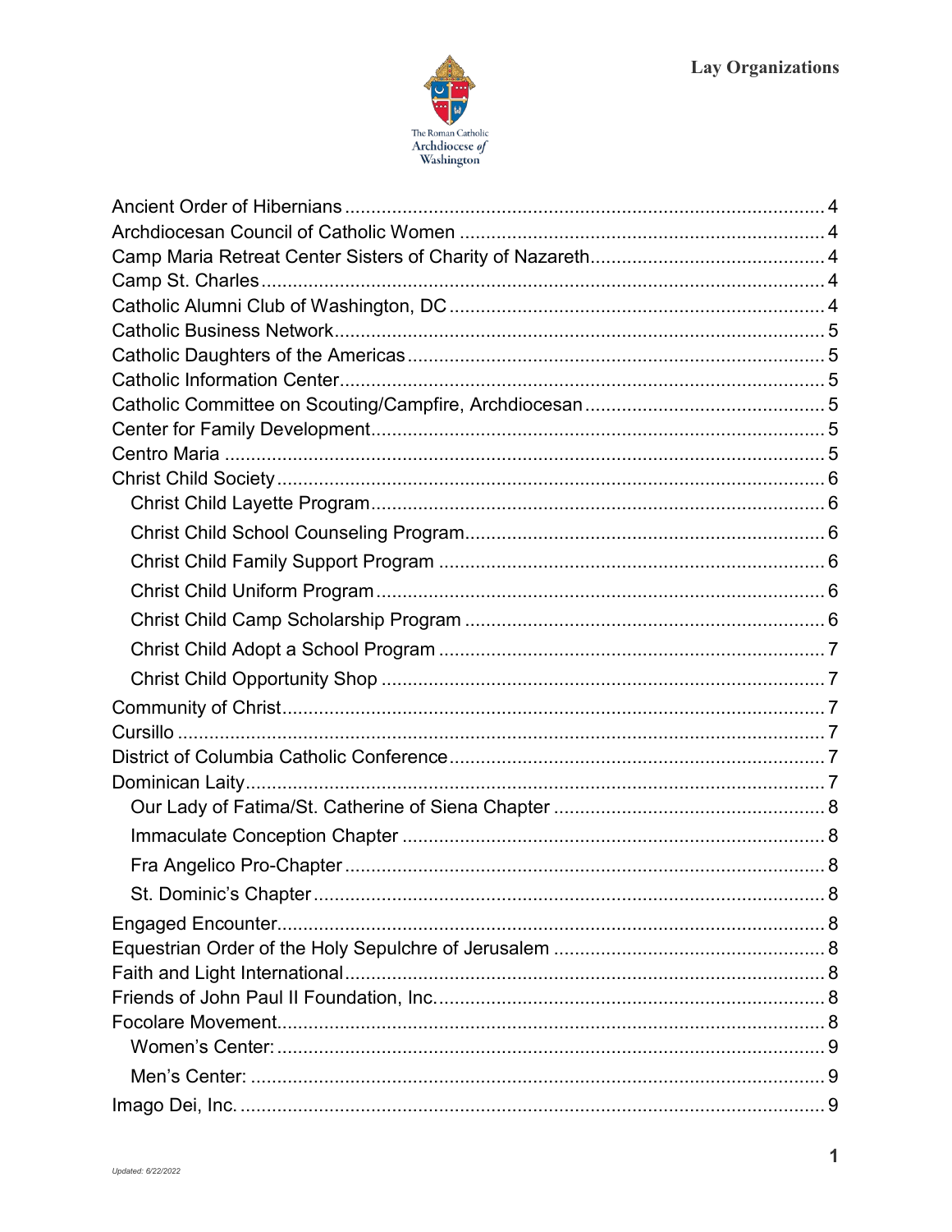# Lay Organizations

The Roman Catholic Archdiocese of Washington

- Ancient Order of Hibernians ........ 4
- Archdiocesan Council of Catholic Women ........ 4
- Camp Maria Retreat Center Sisters of Charity of Nazareth ........ 4
- Camp St. Charles ........ 4
- Catholic Alumni Club of Washington, DC ........ 4
- Catholic Business Network ........ 5
- Catholic Daughters of the Americas ........ 5
- Catholic Information Center ........ 5
- Catholic Committee on Scouting/Campfire, Archdiocesan ........ 5
- Center for Family Development ........ 5
- Centro Maria ........ 5
- Christ Child Society ........ 6
  - Christ Child Layette Program ........ 6
  - Christ Child School Counseling Program ........ 6
  - Christ Child Family Support Program ........ 6
  - Christ Child Uniform Program ........ 6
  - Christ Child Camp Scholarship Program ........ 6
  - Christ Child Adopt a School Program ........ 7
  - Christ Child Opportunity Shop ........ 7
- Community of Christ ........ 7
- Cursillo ........ 7
- District of Columbia Catholic Conference ........ 7
- Dominican Laity ........ 7
  - Our Lady of Fatima/St. Catherine of Siena Chapter ........ 8
  - Immaculate Conception Chapter ........ 8
  - Fra Angelico Pro-Chapter ........ 8
  - St. Dominic's Chapter ........ 8
- Engaged Encounter ........ 8
- Equestrian Order of the Holy Sepulchre of Jerusalem ........ 8
- Faith and Light International ........ 8
- Friends of John Paul II Foundation, Inc. ........ 8
- Focolare Movement ........ 8
  - Women's Center: ........ 9
  - Men's Center: ........ 9
- Imago Dei, Inc. ........ 9

*Updated: 6/22/2022*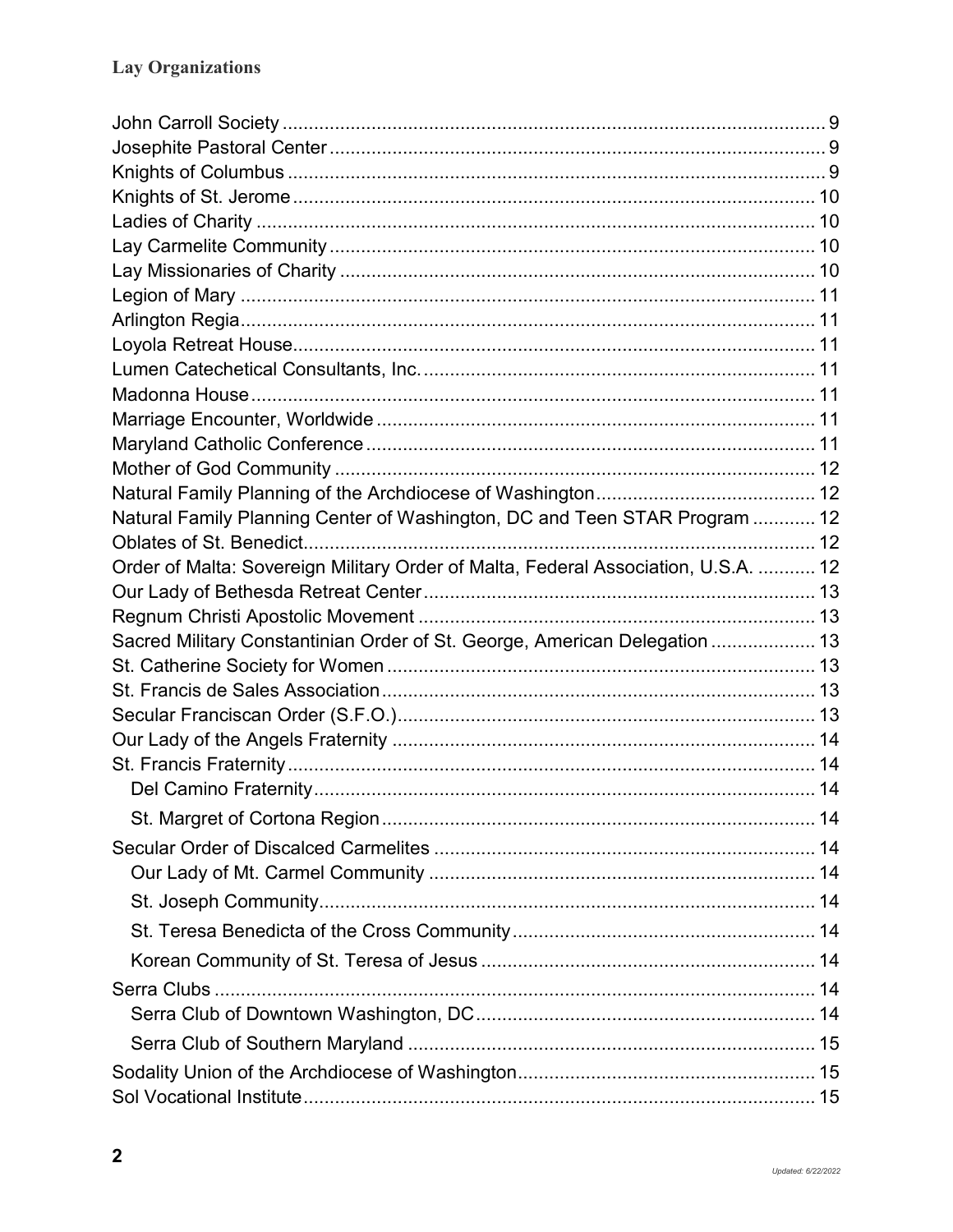## Lay Organizations

John Carroll Society ........................................ 9
Josephite Pastoral Center ........................................ 9
Knights of Columbus ........................................ 9
Knights of St. Jerome ........................................ 10
Ladies of Charity ........................................ 10
Lay Carmelite Community ........................................ 10
Lay Missionaries of Charity ........................................ 10
Legion of Mary ........................................ 11
Arlington Regia ........................................ 11
Loyola Retreat House ........................................ 11
Lumen Catechetical Consultants, Inc. ........................................ 11
Madonna House ........................................ 11
Marriage Encounter, Worldwide ........................................ 11
Maryland Catholic Conference ........................................ 11
Mother of God Community ........................................ 12
Natural Family Planning of the Archdiocese of Washington ........................................ 12
Natural Family Planning Center of Washington, DC and Teen STAR Program ........................................ 12
Oblates of St. Benedict ........................................ 12
Order of Malta: Sovereign Military Order of Malta, Federal Association, U.S.A. ........................................ 12
Our Lady of Bethesda Retreat Center ........................................ 13
Regnum Christi Apostolic Movement ........................................ 13
Sacred Military Constantinian Order of St. George, American Delegation ........................................ 13
St. Catherine Society for Women ........................................ 13
St. Francis de Sales Association ........................................ 13
Secular Franciscan Order (S.F.O.) ........................................ 13
Our Lady of the Angels Fraternity ........................................ 14
St. Francis Fraternity ........................................ 14
- Del Camino Fraternity ........................................ 14
- St. Margret of Cortona Region ........................................ 14

Secular Order of Discalced Carmelites ........................................ 14
- Our Lady of Mt. Carmel Community ........................................ 14
- St. Joseph Community ........................................ 14
- St. Teresa Benedicta of the Cross Community ........................................ 14
- Korean Community of St. Teresa of Jesus ........................................ 14

Serra Clubs ........................................ 14
- Serra Club of Downtown Washington, DC ........................................ 14
- Serra Club of Southern Maryland ........................................ 15

Sodality Union of the Archdiocese of Washington ........................................ 15
Sol Vocational Institute ........................................ 15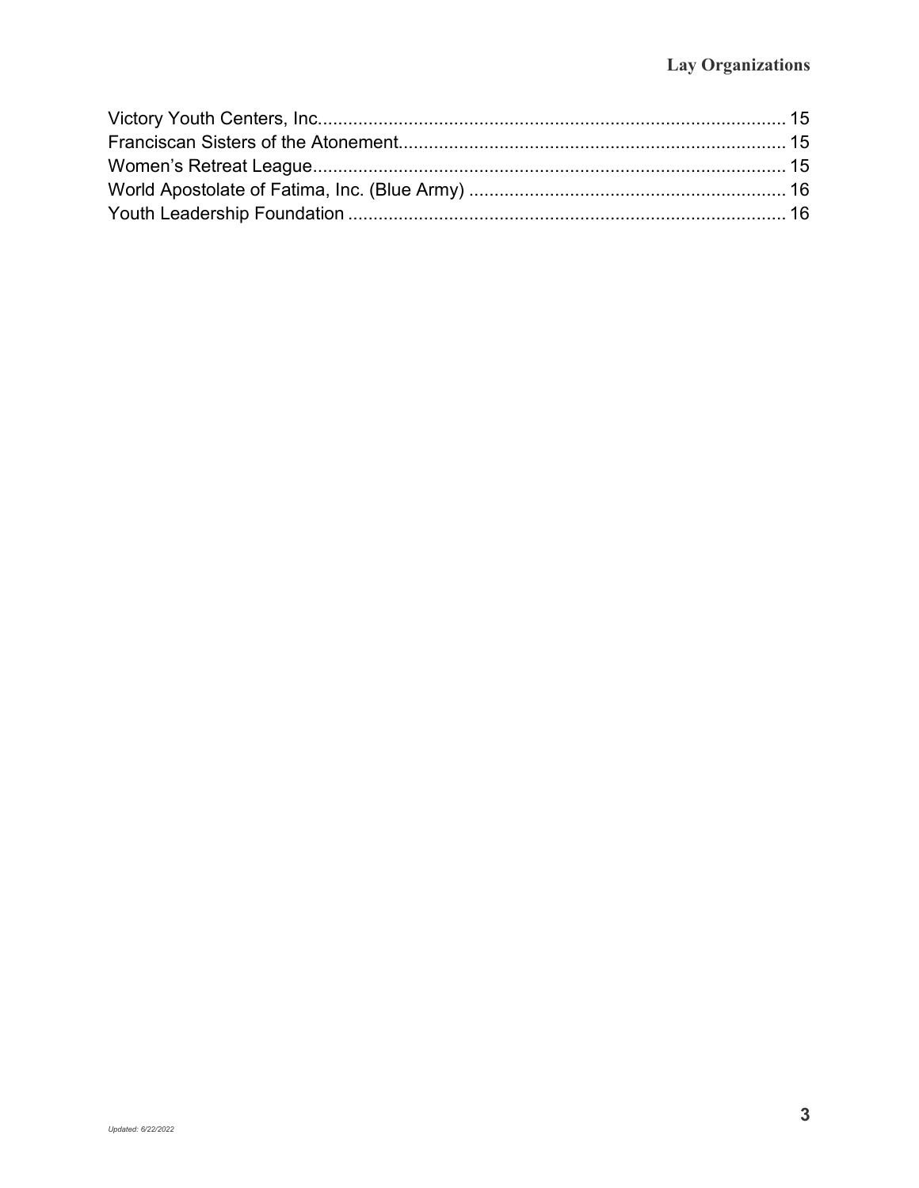Victory Youth Centers, Inc. .......... 15
Franciscan Sisters of the Atonement .......... 15
Women's Retreat League .......... 15
World Apostolate of Fatima, Inc. (Blue Army) .......... 16
Youth Leadership Foundation .......... 16

*Updated: 6/22/2022*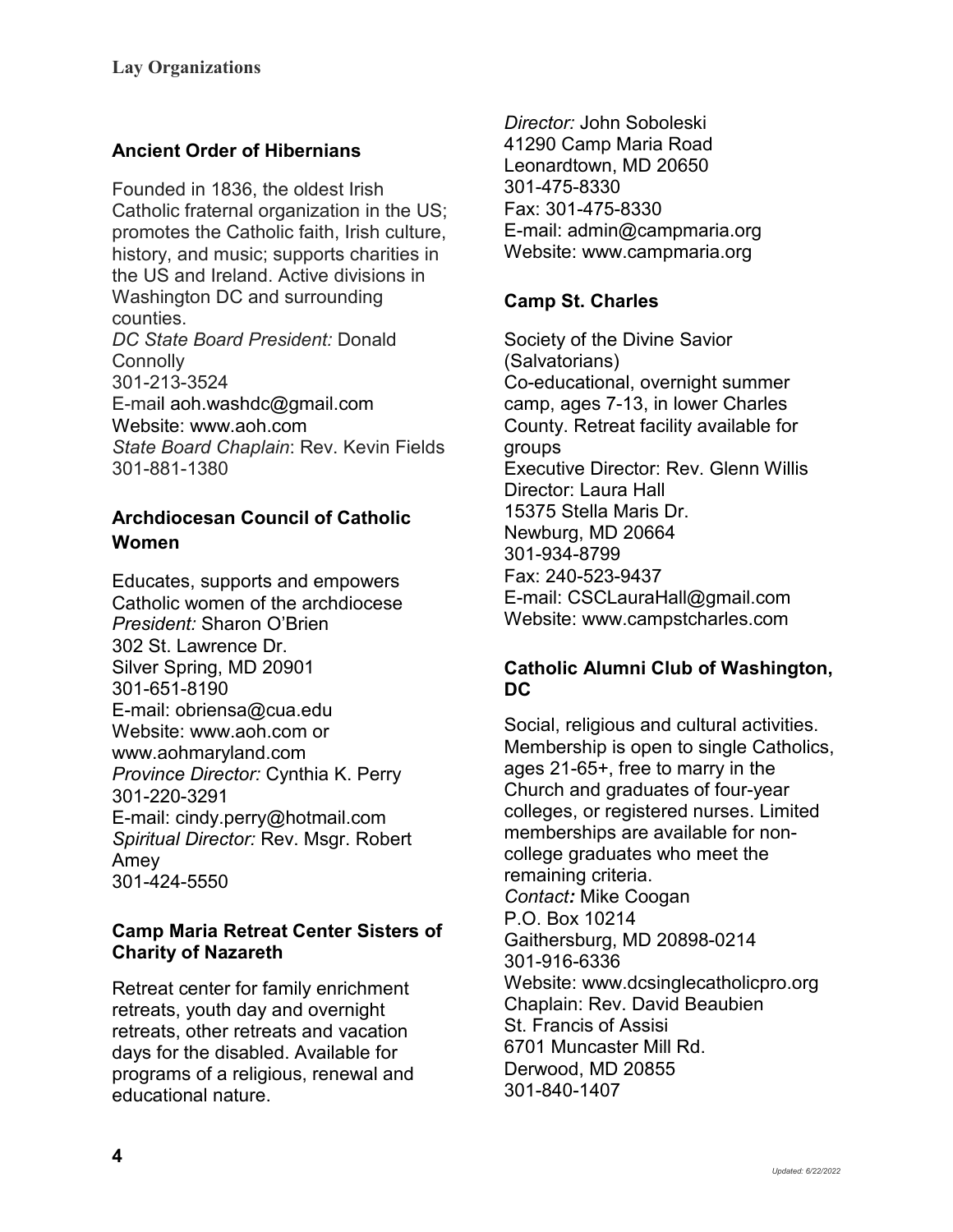## Ancient Order of Hibernians

Founded in 1836, the oldest Irish Catholic fraternal organization in the US; promotes the Catholic faith, Irish culture, history, and music; supports charities in the US and Ireland. Active divisions in Washington DC and surrounding counties.
*DC State Board President:* Donald Connolly
301-213-3524
E-mail aoh.washdc@gmail.com
Website: www.aoh.com
*State Board Chaplain*: Rev. Kevin Fields
301-881-1380

## Archdiocesan Council of Catholic Women

Educates, supports and empowers Catholic women of the archdiocese
*President:* Sharon O'Brien
302 St. Lawrence Dr.
Silver Spring, MD 20901
301-651-8190
E-mail: obriensa@cua.edu
Website: www.aoh.com or www.aohmaryland.com
*Province Director:* Cynthia K. Perry
301-220-3291
E-mail: cindy.perry@hotmail.com
*Spiritual Director:* Rev. Msgr. Robert Amey
301-424-5550

## Camp Maria Retreat Center Sisters of Charity of Nazareth

Retreat center for family enrichment retreats, youth day and overnight retreats, other retreats and vacation days for the disabled. Available for programs of a religious, renewal and educational nature.
*Director:* John Soboleski
41290 Camp Maria Road
Leonardtown, MD 20650
301-475-8330
Fax: 301-475-8330
E-mail: admin@campmaria.org
Website: www.campmaria.org

## Camp St. Charles

Society of the Divine Savior (Salvatorians)
Co-educational, overnight summer camp, ages 7-13, in lower Charles County. Retreat facility available for groups
Executive Director: Rev. Glenn Willis
Director: Laura Hall
15375 Stella Maris Dr.
Newburg, MD 20664
301-934-8799
Fax: 240-523-9437
E-mail: CSCLauraHall@gmail.com
Website: www.campstcharles.com

## Catholic Alumni Club of Washington, DC

Social, religious and cultural activities. Membership is open to single Catholics, ages 21-65+, free to marry in the Church and graduates of four-year colleges, or registered nurses. Limited memberships are available for non-college graduates who meet the remaining criteria.
*Contact:* Mike Coogan
P.O. Box 10214
Gaithersburg, MD 20898-0214
301-916-6336
Website: www.dcsinglecatholicpro.org
Chaplain: Rev. David Beaubien
St. Francis of Assisi
6701 Muncaster Mill Rd.
Derwood, MD 20855
301-840-1407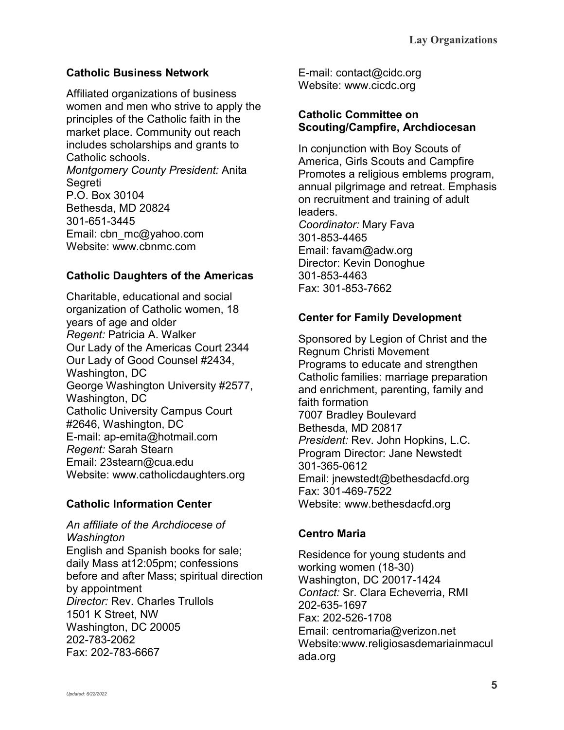### Catholic Business Network

Affiliated organizations of business women and men who strive to apply the principles of the Catholic faith in the market place. Community out reach includes scholarships and grants to Catholic schools.
*Montgomery County President:* Anita Segreti
P.O. Box 30104
Bethesda, MD 20824
301-651-3445
Email: cbn_mc@yahoo.com
Website: www.cbnmc.com

### Catholic Daughters of the Americas

Charitable, educational and social organization of Catholic women, 18 years of age and older
*Regent:* Patricia A. Walker
Our Lady of the Americas Court 2344
Our Lady of Good Counsel #2434, Washington, DC
George Washington University #2577, Washington, DC
Catholic University Campus Court #2646, Washington, DC
E-mail: ap-emita@hotmail.com
*Regent:* Sarah Stearn
Email: 23stearn@cua.edu
Website: www.catholicdaughters.org

### Catholic Information Center

*An affiliate of the Archdiocese of Washington*
English and Spanish books for sale; daily Mass at12:05pm; confessions before and after Mass; spiritual direction by appointment
*Director:* Rev. Charles Trullols
1501 K Street, NW
Washington, DC 20005
202-783-2062
Fax: 202-783-6667
E-mail: contact@cidc.org
Website: www.cicdc.org

### Catholic Committee on Scouting/Campfire, Archdiocesan

In conjunction with Boy Scouts of America, Girls Scouts and Campfire Promotes a religious emblems program, annual pilgrimage and retreat. Emphasis on recruitment and training of adult leaders.
*Coordinator:* Mary Fava
301-853-4465
Email: favam@adw.org
Director: Kevin Donoghue
301-853-4463
Fax: 301-853-7662

### Center for Family Development

Sponsored by Legion of Christ and the Regnum Christi Movement
Programs to educate and strengthen Catholic families: marriage preparation and enrichment, parenting, family and faith formation
7007 Bradley Boulevard
Bethesda, MD 20817
*President:* Rev. John Hopkins, L.C.
Program Director: Jane Newstedt
301-365-0612
Email: jnewstedt@bethesdacfd.org
Fax: 301-469-7522
Website: www.bethesdacfd.org

### Centro Maria

Residence for young students and working women (18-30)
Washington, DC 20017-1424
*Contact:* Sr. Clara Echeverria, RMI
202-635-1697
Fax: 202-526-1708
Email: centromaria@verizon.net
Website:www.religiosasdemariainmaculada.org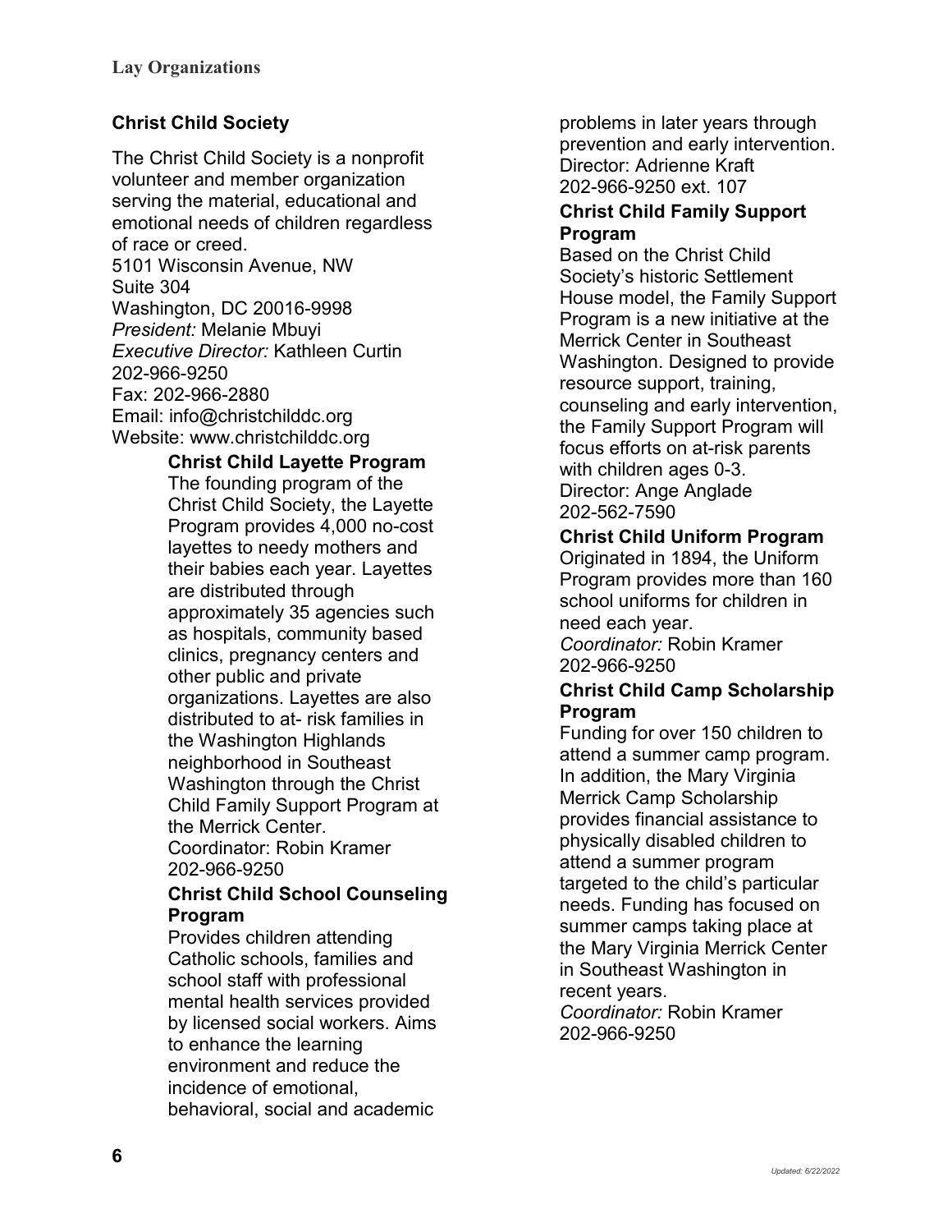## Christ Child Society

The Christ Child Society is a nonprofit volunteer and member organization serving the material, educational and emotional needs of children regardless of race or creed.
5101 Wisconsin Avenue, NW
Suite 304
Washington, DC 20016-9998
*President:* Melanie Mbuyi
*Executive Director:* Kathleen Curtin
202-966-9250
Fax: 202-966-2880
Email: info@christchilddc.org
Website: www.christchilddc.org

### Christ Child Layette Program

The founding program of the Christ Child Society, the Layette Program provides 4,000 no-cost layettes to needy mothers and their babies each year. Layettes are distributed through approximately 35 agencies such as hospitals, community based clinics, pregnancy centers and other public and private organizations. Layettes are also distributed to at- risk families in the Washington Highlands neighborhood in Southeast Washington through the Christ Child Family Support Program at the Merrick Center.
Coordinator: Robin Kramer
202-966-9250

### Christ Child School Counseling Program

Provides children attending Catholic schools, families and school staff with professional mental health services provided by licensed social workers. Aims to enhance the learning environment and reduce the incidence of emotional, behavioral, social and academic problems in later years through prevention and early intervention.
Director: Adrienne Kraft
202-966-9250 ext. 107

### Christ Child Family Support Program

Based on the Christ Child Society's historic Settlement House model, the Family Support Program is a new initiative at the Merrick Center in Southeast Washington. Designed to provide resource support, training, counseling and early intervention, the Family Support Program will focus efforts on at-risk parents with children ages 0-3.
Director: Ange Anglade
202-562-7590

### Christ Child Uniform Program

Originated in 1894, the Uniform Program provides more than 160 school uniforms for children in need each year.
*Coordinator:* Robin Kramer
202-966-9250

### Christ Child Camp Scholarship Program

Funding for over 150 children to attend a summer camp program. In addition, the Mary Virginia Merrick Camp Scholarship provides financial assistance to physically disabled children to attend a summer program targeted to the child's particular needs. Funding has focused on summer camps taking place at the Mary Virginia Merrick Center in Southeast Washington in recent years.
*Coordinator:* Robin Kramer
202-966-9250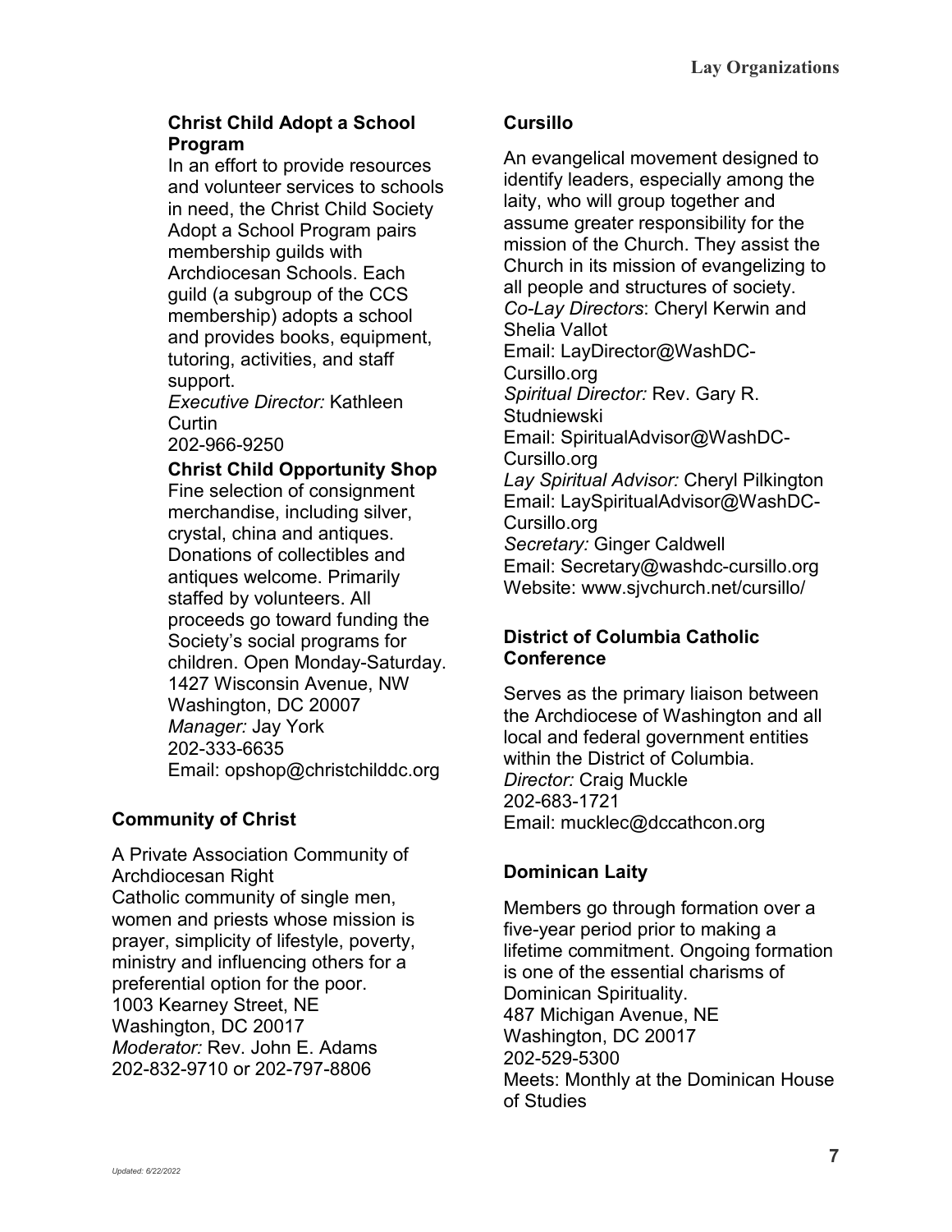### Christ Child Adopt a School Program

In an effort to provide resources and volunteer services to schools in need, the Christ Child Society Adopt a School Program pairs membership guilds with Archdiocesan Schools. Each guild (a subgroup of the CCS membership) adopts a school and provides books, equipment, tutoring, activities, and staff support.
*Executive Director:* Kathleen Curtin
202-966-9250

### Christ Child Opportunity Shop

Fine selection of consignment merchandise, including silver, crystal, china and antiques. Donations of collectibles and antiques welcome. Primarily staffed by volunteers. All proceeds go toward funding the Society's social programs for children. Open Monday-Saturday.
1427 Wisconsin Avenue, NW
Washington, DC 20007
*Manager:* Jay York
202-333-6635
Email: opshop@christchilddc.org

## Community of Christ

A Private Association Community of Archdiocesan Right
Catholic community of single men, women and priests whose mission is prayer, simplicity of lifestyle, poverty, ministry and influencing others for a preferential option for the poor.
1003 Kearney Street, NE
Washington, DC 20017
*Moderator:* Rev. John E. Adams
202-832-9710 or 202-797-8806

## Cursillo

An evangelical movement designed to identify leaders, especially among the laity, who will group together and assume greater responsibility for the mission of the Church. They assist the Church in its mission of evangelizing to all people and structures of society.
*Co-Lay Directors*: Cheryl Kerwin and Shelia Vallot
Email: LayDirector@WashDC-Cursillo.org
*Spiritual Director:* Rev. Gary R. Studniewski
Email: SpiritualAdvisor@WashDC-Cursillo.org
*Lay Spiritual Advisor:* Cheryl Pilkington
Email: LaySpiritualAdvisor@WashDC-Cursillo.org
*Secretary:* Ginger Caldwell
Email: Secretary@washdc-cursillo.org
Website: www.sjvchurch.net/cursillo/

## District of Columbia Catholic Conference

Serves as the primary liaison between the Archdiocese of Washington and all local and federal government entities within the District of Columbia.
*Director:* Craig Muckle
202-683-1721
Email: mucklec@dccathcon.org

## Dominican Laity

Members go through formation over a five-year period prior to making a lifetime commitment. Ongoing formation is one of the essential charisms of Dominican Spirituality.
487 Michigan Avenue, NE
Washington, DC 20017
202-529-5300
Meets: Monthly at the Dominican House of Studies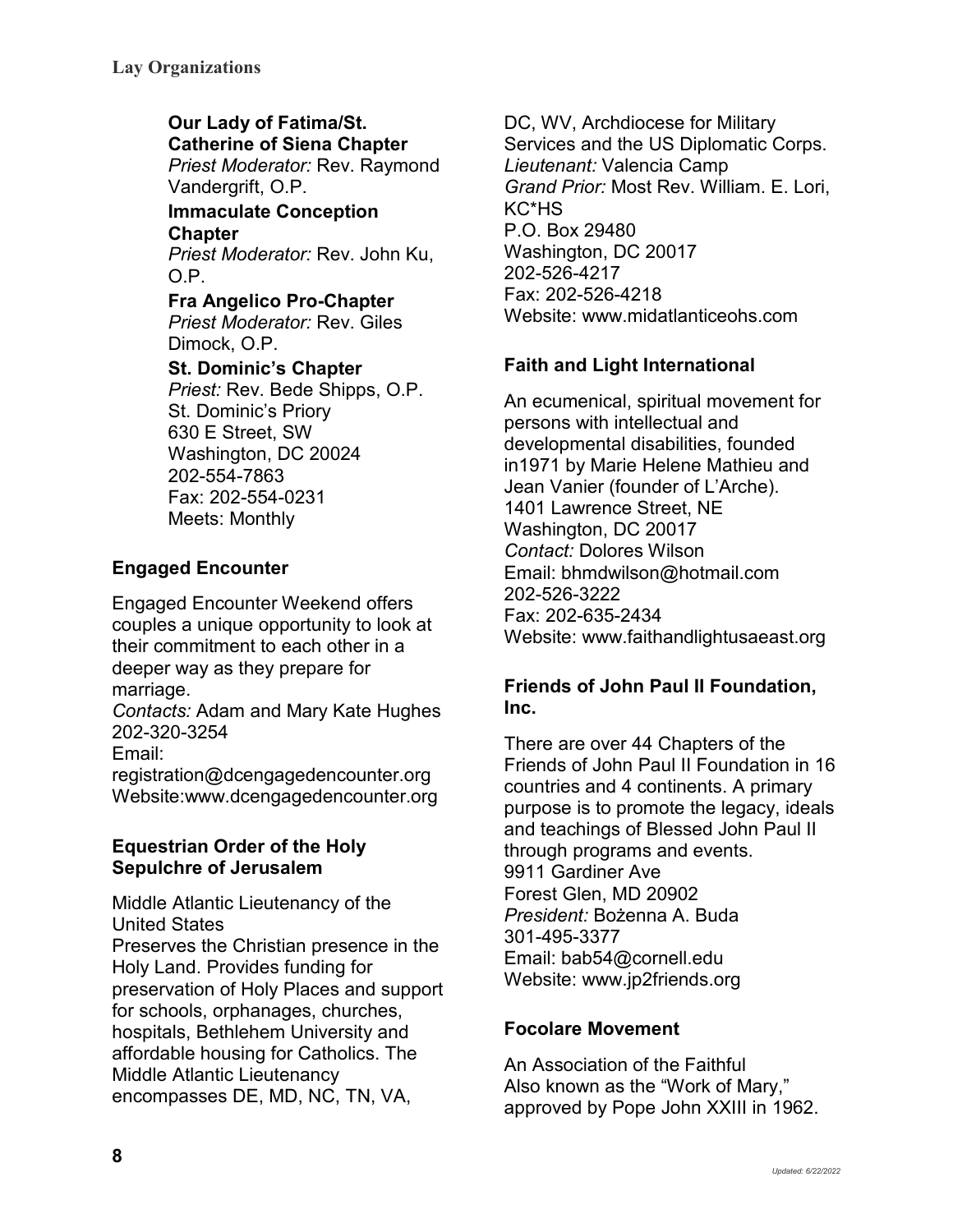**Our Lady of Fatima/St. Catherine of Siena Chapter**
*Priest Moderator:* Rev. Raymond Vandergrift, O.P.

**Immaculate Conception Chapter**
*Priest Moderator:* Rev. John Ku, O.P.

**Fra Angelico Pro-Chapter**
*Priest Moderator:* Rev. Giles Dimock, O.P.

**St. Dominic's Chapter**
*Priest:* Rev. Bede Shipps, O.P.
St. Dominic's Priory
630 E Street, SW
Washington, DC 20024
202-554-7863
Fax: 202-554-0231
Meets: Monthly

### Engaged Encounter

Engaged Encounter Weekend offers couples a unique opportunity to look at their commitment to each other in a deeper way as they prepare for marriage.
*Contacts:* Adam and Mary Kate Hughes
202-320-3254
Email:
registration@dcengagedencounter.org
Website:www.dcengagedencounter.org

### Equestrian Order of the Holy Sepulchre of Jerusalem

Middle Atlantic Lieutenancy of the United States
Preserves the Christian presence in the Holy Land. Provides funding for preservation of Holy Places and support for schools, orphanages, churches, hospitals, Bethlehem University and affordable housing for Catholics. The Middle Atlantic Lieutenancy encompasses DE, MD, NC, TN, VA, DC, WV, Archdiocese for Military Services and the US Diplomatic Corps.
*Lieutenant:* Valencia Camp
*Grand Prior:* Most Rev. William. E. Lori, KC*HS
P.O. Box 29480
Washington, DC 20017
202-526-4217
Fax: 202-526-4218
Website: www.midatlanticeohs.com

### Faith and Light International

An ecumenical, spiritual movement for persons with intellectual and developmental disabilities, founded in1971 by Marie Helene Mathieu and Jean Vanier (founder of L'Arche).
1401 Lawrence Street, NE
Washington, DC 20017
*Contact:* Dolores Wilson
Email: bhmdwilson@hotmail.com
202-526-3222
Fax: 202-635-2434
Website: www.faithandlightusaeast.org

### Friends of John Paul II Foundation, Inc.

There are over 44 Chapters of the Friends of John Paul II Foundation in 16 countries and 4 continents. A primary purpose is to promote the legacy, ideals and teachings of Blessed John Paul II through programs and events.
9911 Gardiner Ave
Forest Glen, MD 20902
*President:* Bożenna A. Buda
301-495-3377
Email: bab54@cornell.edu
Website: www.jp2friends.org

### Focolare Movement

An Association of the Faithful
Also known as the "Work of Mary," approved by Pope John XXIII in 1962.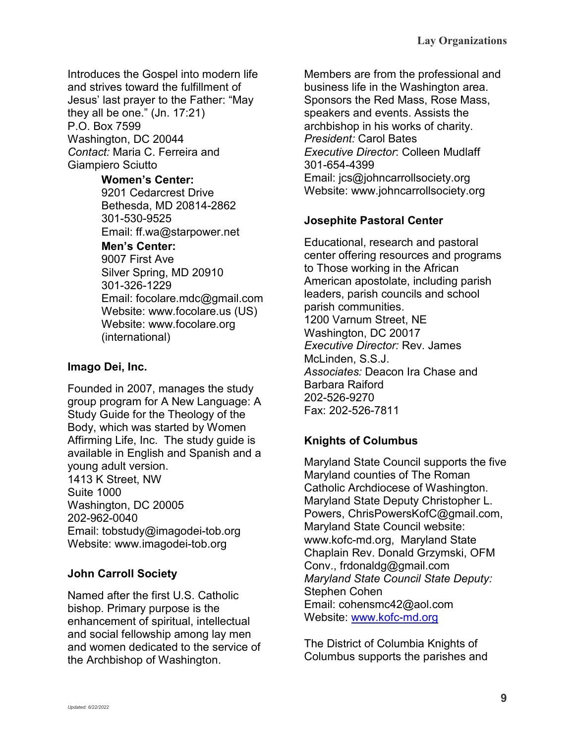Introduces the Gospel into modern life and strives toward the fulfillment of Jesus' last prayer to the Father: "May they all be one." (Jn. 17:21)
P.O. Box 7599
Washington, DC 20044
*Contact:* Maria C. Ferreira and Giampiero Sciutto

**Women's Center:**
9201 Cedarcrest Drive
Bethesda, MD 20814-2862
301-530-9525
Email: ff.wa@starpower.net

**Men's Center:**
9007 First Ave
Silver Spring, MD 20910
301-326-1229
Email: focolare.mdc@gmail.com
Website: www.focolare.us (US)
Website: www.focolare.org (international)

### Imago Dei, Inc.

Founded in 2007, manages the study group program for A New Language: A Study Guide for the Theology of the Body, which was started by Women Affirming Life, Inc. The study guide is available in English and Spanish and a young adult version.
1413 K Street, NW
Suite 1000
Washington, DC 20005
202-962-0040
Email: tobstudy@imagodei-tob.org
Website: www.imagodei-tob.org

### John Carroll Society

Named after the first U.S. Catholic bishop. Primary purpose is the enhancement of spiritual, intellectual and social fellowship among lay men and women dedicated to the service of the Archbishop of Washington. Members are from the professional and business life in the Washington area. Sponsors the Red Mass, Rose Mass, speakers and events. Assists the archbishop in his works of charity.
*President:* Carol Bates
*Executive Director*: Colleen Mudlaff
301-654-4399
Email: jcs@johncarrollsociety.org
Website: www.johncarrollsociety.org

### Josephite Pastoral Center

Educational, research and pastoral center offering resources and programs to Those working in the African American apostolate, including parish leaders, parish councils and school parish communities.
1200 Varnum Street, NE
Washington, DC 20017
*Executive Director:* Rev. James McLinden, S.S.J.
*Associates:* Deacon Ira Chase and Barbara Raiford
202-526-9270
Fax: 202-526-7811

### Knights of Columbus

Maryland State Council supports the five Maryland counties of The Roman Catholic Archdiocese of Washington. Maryland State Deputy Christopher L. Powers, ChrisPowersKofC@gmail.com, Maryland State Council website: www.kofc-md.org, Maryland State Chaplain Rev. Donald Grzymski, OFM Conv., frdonaldg@gmail.com
*Maryland State Council State Deputy:* Stephen Cohen
Email: cohensmc42@aol.com
Website: [www.kofc-md.org](www.kofc-md.org)

The District of Columbia Knights of Columbus supports the parishes and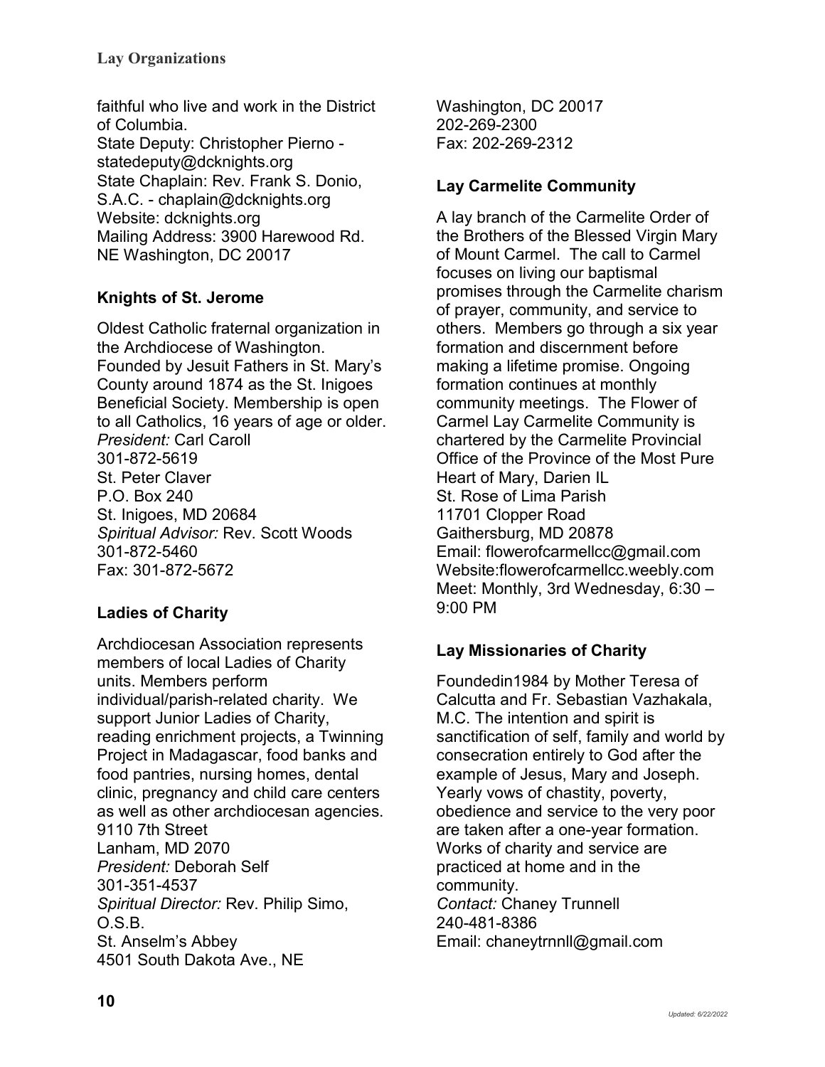faithful who live and work in the District of Columbia.
State Deputy: Christopher Pierno - statedeputy@dcknights.org
State Chaplain: Rev. Frank S. Donio, S.A.C. - chaplain@dcknights.org
Website: dcknights.org
Mailing Address: 3900 Harewood Rd. NE Washington, DC 20017

### Knights of St. Jerome

Oldest Catholic fraternal organization in the Archdiocese of Washington. Founded by Jesuit Fathers in St. Mary's County around 1874 as the St. Inigoes Beneficial Society. Membership is open to all Catholics, 16 years of age or older.
*President:* Carl Caroll
301-872-5619
St. Peter Claver
P.O. Box 240
St. Inigoes, MD 20684
*Spiritual Advisor:* Rev. Scott Woods
301-872-5460
Fax: 301-872-5672

### Ladies of Charity

Archdiocesan Association represents members of local Ladies of Charity units. Members perform individual/parish-related charity. We support Junior Ladies of Charity, reading enrichment projects, a Twinning Project in Madagascar, food banks and food pantries, nursing homes, dental clinic, pregnancy and child care centers as well as other archdiocesan agencies.
9110 7th Street
Lanham, MD 2070
*President:* Deborah Self
301-351-4537
*Spiritual Director:* Rev. Philip Simo, O.S.B.
St. Anselm's Abbey
4501 South Dakota Ave., NE
Washington, DC 20017
202-269-2300
Fax: 202-269-2312

### Lay Carmelite Community

A lay branch of the Carmelite Order of the Brothers of the Blessed Virgin Mary of Mount Carmel. The call to Carmel focuses on living our baptismal promises through the Carmelite charism of prayer, community, and service to others. Members go through a six year formation and discernment before making a lifetime promise. Ongoing formation continues at monthly community meetings. The Flower of Carmel Lay Carmelite Community is chartered by the Carmelite Provincial Office of the Province of the Most Pure Heart of Mary, Darien IL
St. Rose of Lima Parish
11701 Clopper Road
Gaithersburg, MD 20878
Email: flowerofcarmellcc@gmail.com
Website:flowerofcarmellcc.weebly.com
Meet: Monthly, 3rd Wednesday, 6:30 – 9:00 PM

### Lay Missionaries of Charity

Foundedin1984 by Mother Teresa of Calcutta and Fr. Sebastian Vazhakala, M.C. The intention and spirit is sanctification of self, family and world by consecration entirely to God after the example of Jesus, Mary and Joseph. Yearly vows of chastity, poverty, obedience and service to the very poor are taken after a one-year formation. Works of charity and service are practiced at home and in the community.
*Contact:* Chaney Trunnell
240-481-8386
Email: chaneytrnnll@gmail.com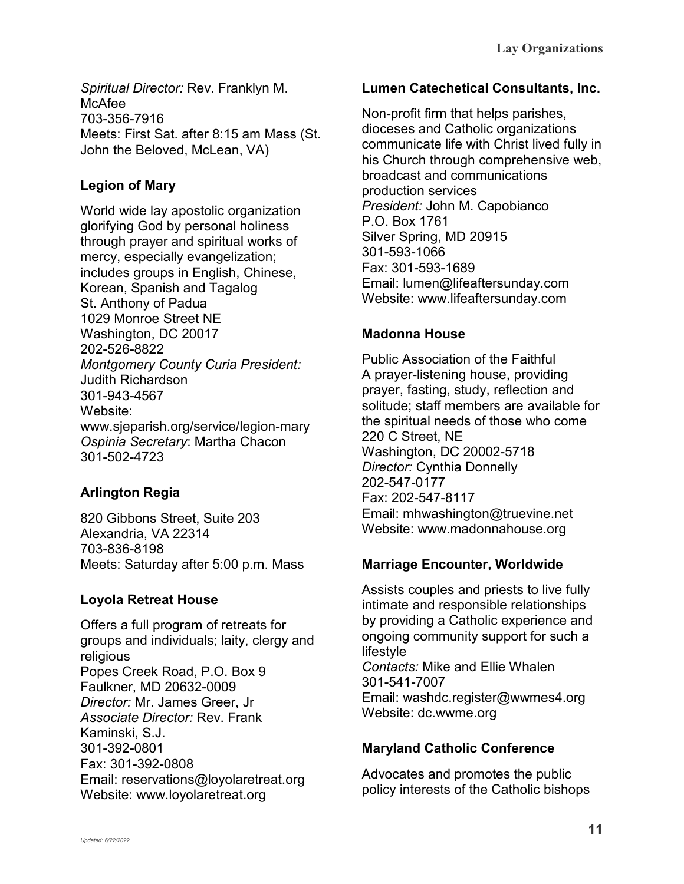*Spiritual Director:* Rev. Franklyn M. McAfee
703-356-7916
Meets: First Sat. after 8:15 am Mass (St. John the Beloved, McLean, VA)

### Legion of Mary

World wide lay apostolic organization glorifying God by personal holiness through prayer and spiritual works of mercy, especially evangelization; includes groups in English, Chinese, Korean, Spanish and Tagalog
St. Anthony of Padua
1029 Monroe Street NE
Washington, DC 20017
202-526-8822
*Montgomery County Curia President:* Judith Richardson
301-943-4567
Website: www.sjeparish.org/service/legion-mary
*Ospinia Secretary*: Martha Chacon
301-502-4723

### Arlington Regia

820 Gibbons Street, Suite 203
Alexandria, VA 22314
703-836-8198
Meets: Saturday after 5:00 p.m. Mass

### Loyola Retreat House

Offers a full program of retreats for groups and individuals; laity, clergy and religious
Popes Creek Road, P.O. Box 9
Faulkner, MD 20632-0009
*Director:* Mr. James Greer, Jr
*Associate Director:* Rev. Frank Kaminski, S.J.
301-392-0801
Fax: 301-392-0808
Email: reservations@loyolaretreat.org
Website: www.loyolaretreat.org

### Lumen Catechetical Consultants, Inc.

Non-profit firm that helps parishes, dioceses and Catholic organizations communicate life with Christ lived fully in his Church through comprehensive web, broadcast and communications production services
*President:* John M. Capobianco
P.O. Box 1761
Silver Spring, MD 20915
301-593-1066
Fax: 301-593-1689
Email: lumen@lifeaftersunday.com
Website: www.lifeaftersunday.com

### Madonna House

Public Association of the Faithful
A prayer-listening house, providing prayer, fasting, study, reflection and solitude; staff members are available for the spiritual needs of those who come
220 C Street, NE
Washington, DC 20002-5718
*Director:* Cynthia Donnelly
202-547-0177
Fax: 202-547-8117
Email: mhwashington@truevine.net
Website: www.madonnahouse.org

### Marriage Encounter, Worldwide

Assists couples and priests to live fully intimate and responsible relationships by providing a Catholic experience and ongoing community support for such a lifestyle
*Contacts:* Mike and Ellie Whalen
301-541-7007
Email: washdc.register@wwmes4.org
Website: dc.wwme.org

### Maryland Catholic Conference

Advocates and promotes the public policy interests of the Catholic bishops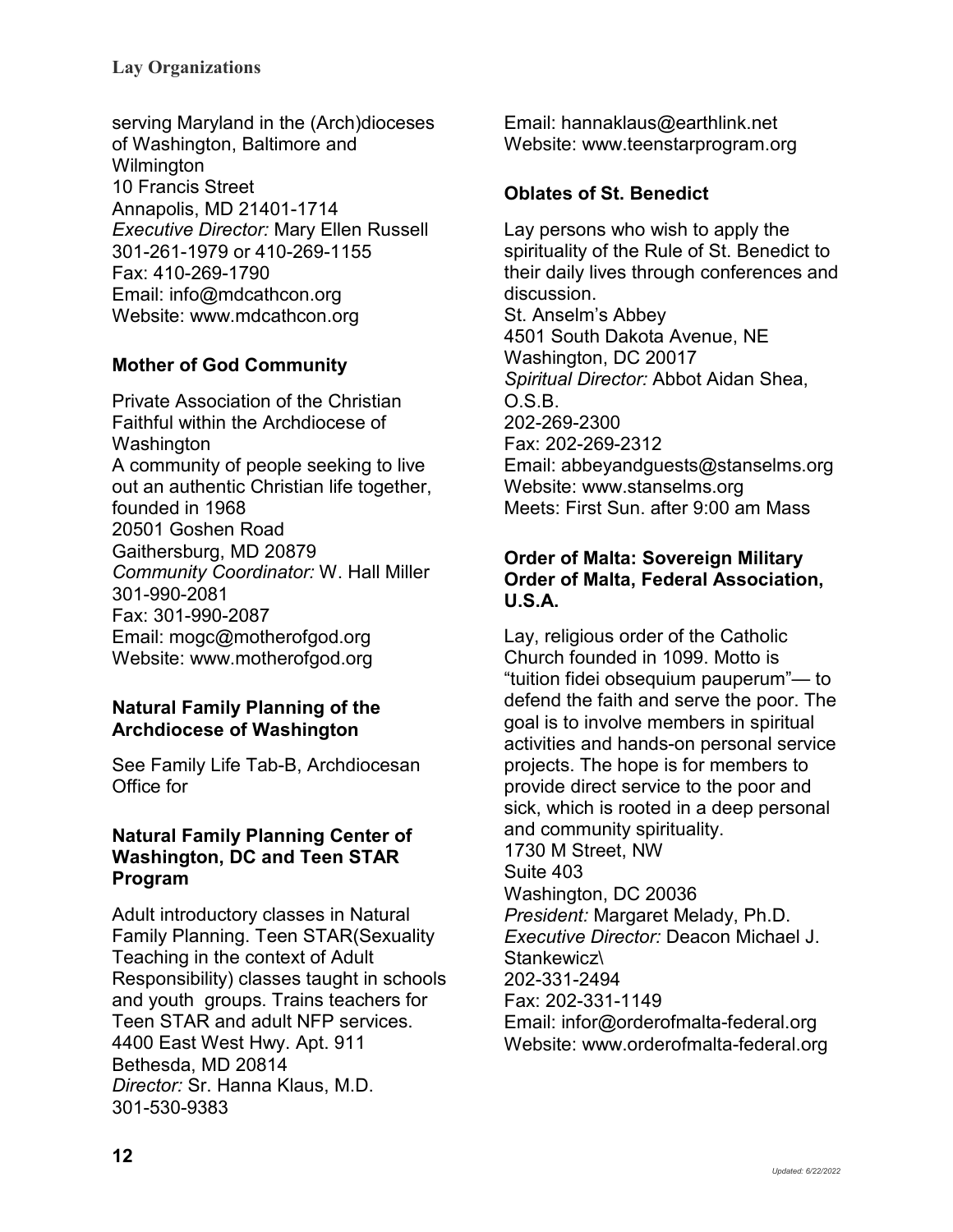serving Maryland in the (Arch)dioceses of Washington, Baltimore and Wilmington
10 Francis Street
Annapolis, MD 21401-1714
*Executive Director:* Mary Ellen Russell
301-261-1979 or 410-269-1155
Fax: 410-269-1790
Email: info@mdcathcon.org
Website: www.mdcathcon.org

### Mother of God Community

Private Association of the Christian Faithful within the Archdiocese of Washington
A community of people seeking to live out an authentic Christian life together, founded in 1968
20501 Goshen Road
Gaithersburg, MD 20879
*Community Coordinator:* W. Hall Miller
301-990-2081
Fax: 301-990-2087
Email: mogc@motherofgod.org
Website: www.motherofgod.org

### Natural Family Planning of the Archdiocese of Washington

See Family Life Tab-B, Archdiocesan Office for

### Natural Family Planning Center of Washington, DC and Teen STAR Program

Adult introductory classes in Natural Family Planning. Teen STAR(Sexuality Teaching in the context of Adult Responsibility) classes taught in schools and youth groups. Trains teachers for Teen STAR and adult NFP services.
4400 East West Hwy. Apt. 911
Bethesda, MD 20814
*Director:* Sr. Hanna Klaus, M.D.
301-530-9383
Email: hannaklaus@earthlink.net
Website: www.teenstarprogram.org

### Oblates of St. Benedict

Lay persons who wish to apply the spirituality of the Rule of St. Benedict to their daily lives through conferences and discussion.
St. Anselm's Abbey
4501 South Dakota Avenue, NE
Washington, DC 20017
*Spiritual Director:* Abbot Aidan Shea, O.S.B.
202-269-2300
Fax: 202-269-2312
Email: abbeyandguests@stanselms.org
Website: www.stanselms.org
Meets: First Sun. after 9:00 am Mass

### Order of Malta: Sovereign Military Order of Malta, Federal Association, U.S.A.

Lay, religious order of the Catholic Church founded in 1099. Motto is "tuition fidei obsequium pauperum"— to defend the faith and serve the poor. The goal is to involve members in spiritual activities and hands-on personal service projects. The hope is for members to provide direct service to the poor and sick, which is rooted in a deep personal and community spirituality.
1730 M Street, NW
Suite 403
Washington, DC 20036
*President:* Margaret Melady, Ph.D.
*Executive Director:* Deacon Michael J. Stankewicz\
202-331-2494
Fax: 202-331-1149
Email: infor@orderofmalta-federal.org
Website: www.orderofmalta-federal.org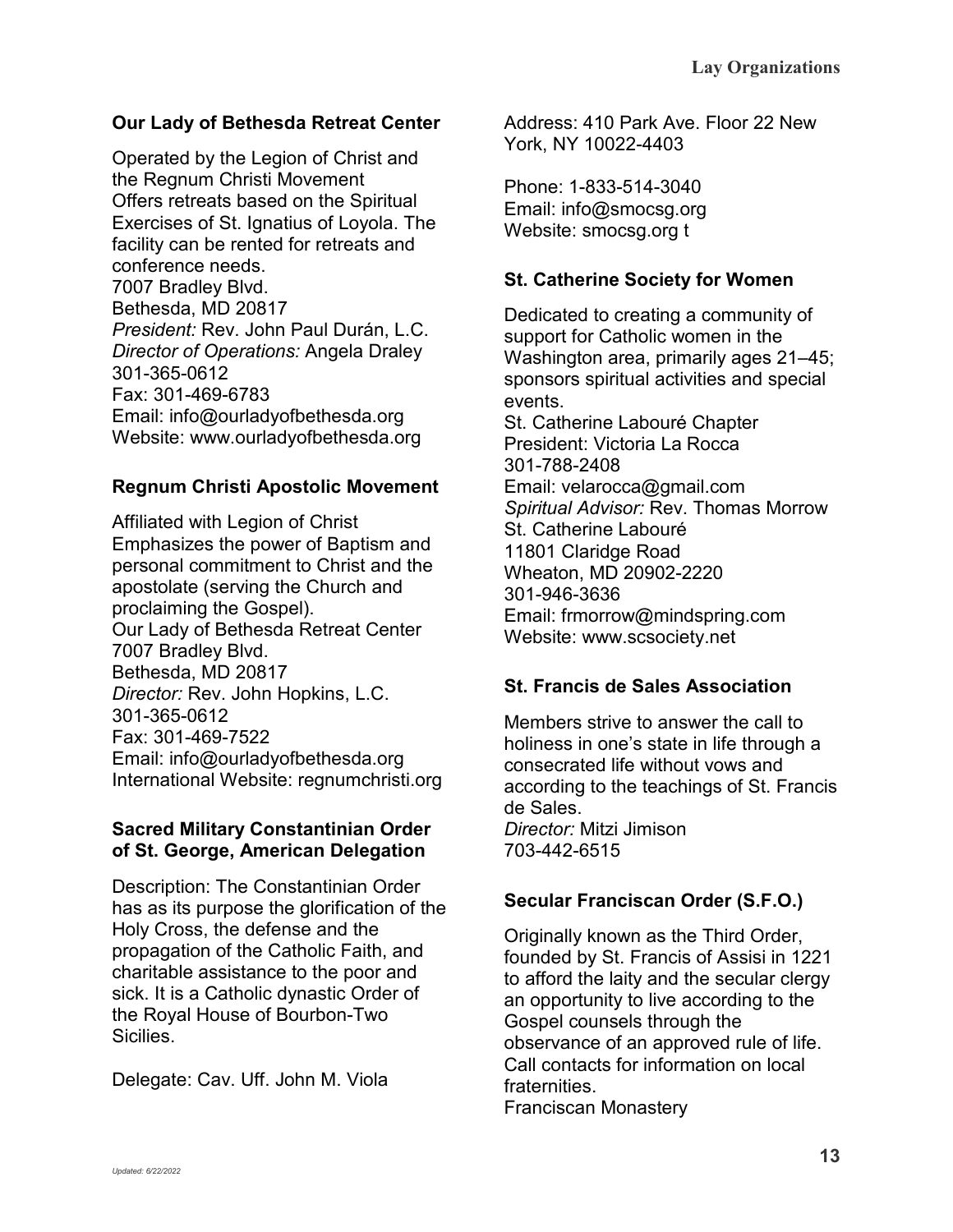### Our Lady of Bethesda Retreat Center

Operated by the Legion of Christ and the Regnum Christi Movement
Offers retreats based on the Spiritual Exercises of St. Ignatius of Loyola. The facility can be rented for retreats and conference needs.
7007 Bradley Blvd.
Bethesda, MD 20817
*President:* Rev. John Paul Durán, L.C.
*Director of Operations:* Angela Draley
301-365-0612
Fax: 301-469-6783
Email: info@ourladyofbethesda.org
Website: www.ourladyofbethesda.org

### Regnum Christi Apostolic Movement

Affiliated with Legion of Christ
Emphasizes the power of Baptism and personal commitment to Christ and the apostolate (serving the Church and proclaiming the Gospel).
Our Lady of Bethesda Retreat Center
7007 Bradley Blvd.
Bethesda, MD 20817
*Director:* Rev. John Hopkins, L.C.
301-365-0612
Fax: 301-469-7522
Email: info@ourladyofbethesda.org
International Website: regnumchristi.org

### Sacred Military Constantinian Order of St. George, American Delegation

Description: The Constantinian Order has as its purpose the glorification of the Holy Cross, the defense and the propagation of the Catholic Faith, and charitable assistance to the poor and sick. It is a Catholic dynastic Order of the Royal House of Bourbon-Two Sicilies.

Delegate: Cav. Uff. John M. Viola

Address: 410 Park Ave. Floor 22 New York, NY 10022-4403

Phone: 1-833-514-3040
Email: info@smocsg.org
Website: smocsg.org t

### St. Catherine Society for Women

Dedicated to creating a community of support for Catholic women in the Washington area, primarily ages 21–45; sponsors spiritual activities and special events.
St. Catherine Labouré Chapter
President: Victoria La Rocca
301-788-2408
Email: velarocca@gmail.com
*Spiritual Advisor:* Rev. Thomas Morrow
St. Catherine Labouré
11801 Claridge Road
Wheaton, MD 20902-2220
301-946-3636
Email: frmorrow@mindspring.com
Website: www.scsociety.net

### St. Francis de Sales Association

Members strive to answer the call to holiness in one's state in life through a consecrated life without vows and according to the teachings of St. Francis de Sales.
*Director:* Mitzi Jimison
703-442-6515

### Secular Franciscan Order (S.F.O.)

Originally known as the Third Order, founded by St. Francis of Assisi in 1221 to afford the laity and the secular clergy an opportunity to live according to the Gospel counsels through the observance of an approved rule of life. Call contacts for information on local fraternities.
Franciscan Monastery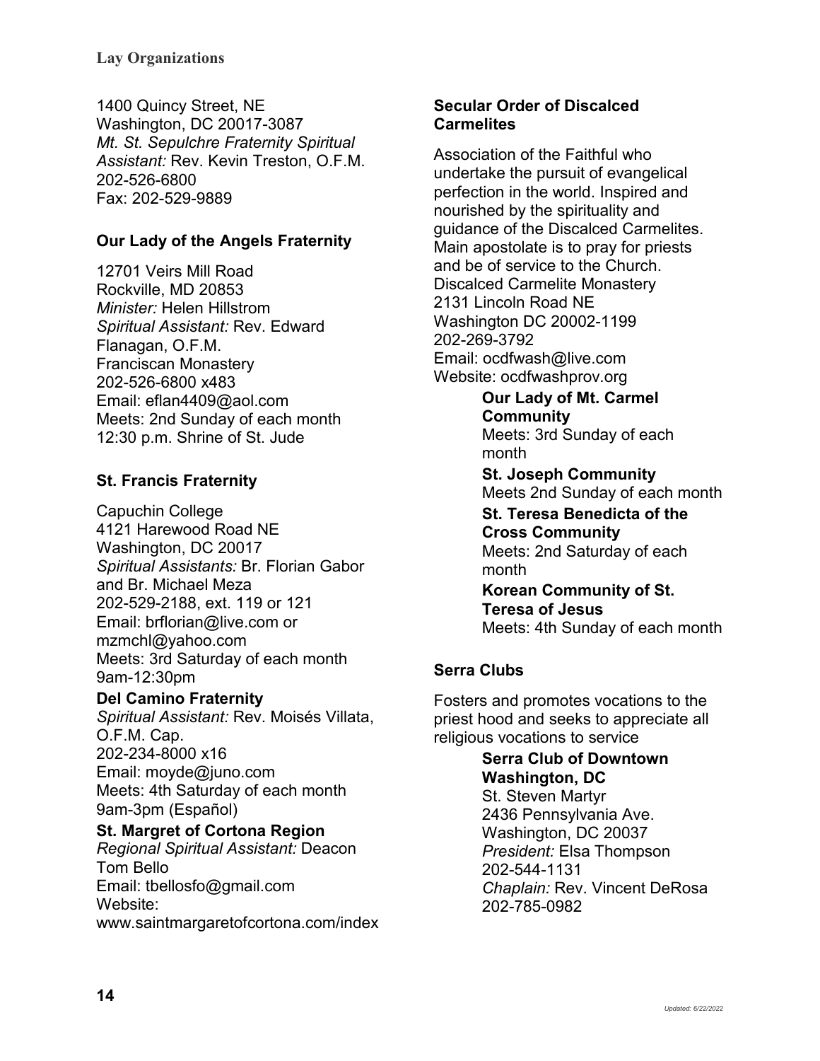1400 Quincy Street, NE
Washington, DC 20017-3087
*Mt. St. Sepulchre Fraternity Spiritual Assistant:* Rev. Kevin Treston, O.F.M.
202-526-6800
Fax: 202-529-9889

**Our Lady of the Angels Fraternity**

12701 Veirs Mill Road
Rockville, MD 20853
*Minister:* Helen Hillstrom
*Spiritual Assistant:* Rev. Edward Flanagan, O.F.M.
Franciscan Monastery
202-526-6800 x483
Email: eflan4409@aol.com
Meets: 2nd Sunday of each month 12:30 p.m. Shrine of St. Jude

**St. Francis Fraternity**

Capuchin College
4121 Harewood Road NE
Washington, DC 20017
*Spiritual Assistants:* Br. Florian Gabor and Br. Michael Meza
202-529-2188, ext. 119 or 121
Email: brflorian@live.com or mzmchl@yahoo.com
Meets: 3rd Saturday of each month 9am-12:30pm

**Del Camino Fraternity**
*Spiritual Assistant:* Rev. Moisés Villata, O.F.M. Cap.
202-234-8000 x16
Email: moyde@juno.com
Meets: 4th Saturday of each month 9am-3pm (Español)

**St. Margret of Cortona Region**
*Regional Spiritual Assistant:* Deacon Tom Bello
Email: tbellosfo@gmail.com
Website: www.saintmargaretofcortona.com/index

**Secular Order of Discalced Carmelites**

Association of the Faithful who undertake the pursuit of evangelical perfection in the world. Inspired and nourished by the spirituality and guidance of the Discalced Carmelites. Main apostolate is to pray for priests and be of service to the Church.
Discalced Carmelite Monastery
2131 Lincoln Road NE
Washington DC 20002-1199
202-269-3792
Email: ocdfwash@live.com
Website: ocdfwashprov.org

**Our Lady of Mt. Carmel Community**
Meets: 3rd Sunday of each month

**St. Joseph Community**
Meets 2nd Sunday of each month

**St. Teresa Benedicta of the Cross Community**
Meets: 2nd Saturday of each month

**Korean Community of St. Teresa of Jesus**
Meets: 4th Sunday of each month

**Serra Clubs**

Fosters and promotes vocations to the priest hood and seeks to appreciate all religious vocations to service

**Serra Club of Downtown Washington, DC**
St. Steven Martyr
2436 Pennsylvania Ave.
Washington, DC 20037
*President:* Elsa Thompson
202-544-1131
*Chaplain:* Rev. Vincent DeRosa
202-785-0982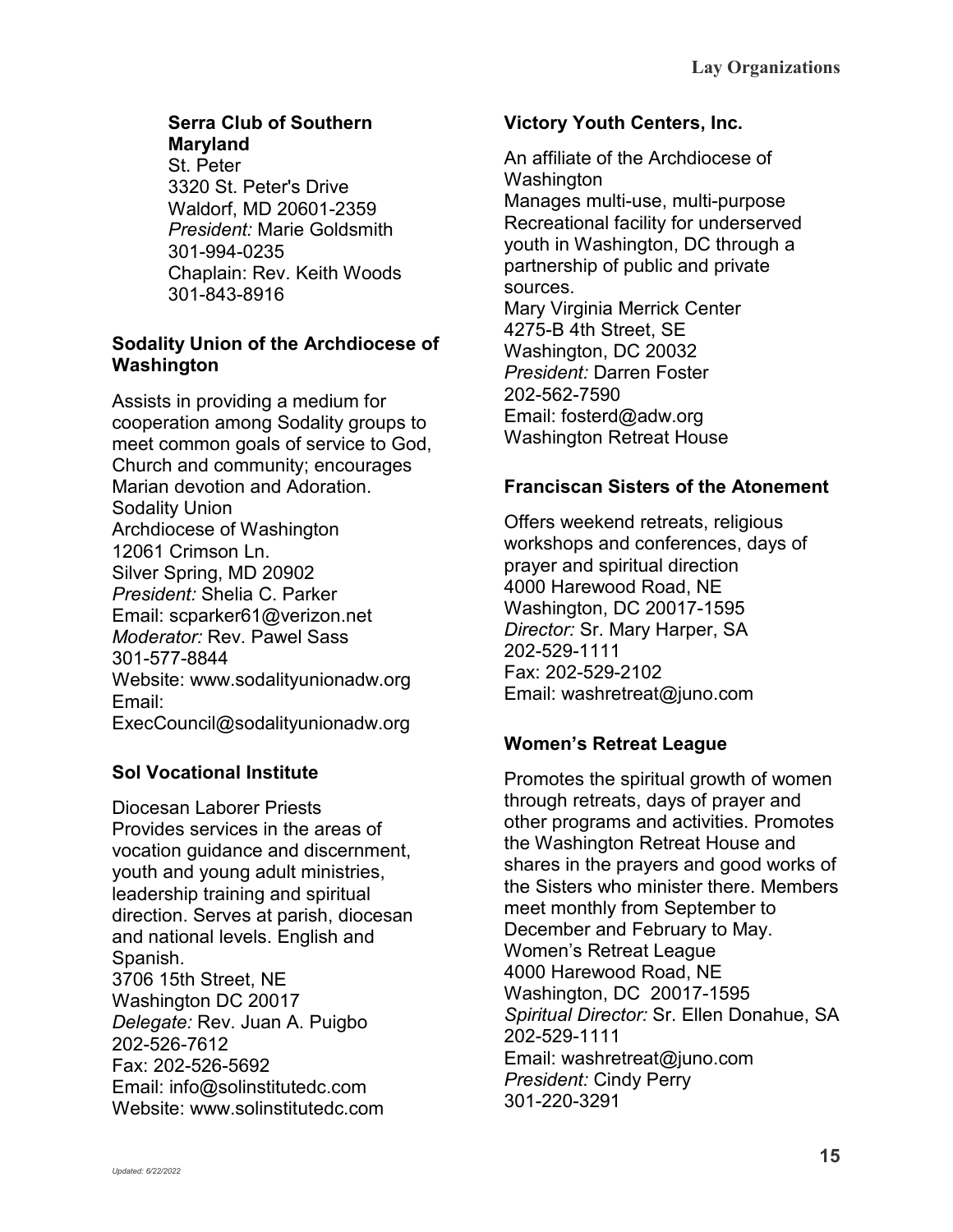### Serra Club of Southern Maryland

St. Peter
3320 St. Peter's Drive
Waldorf, MD 20601-2359
*President:* Marie Goldsmith
301-994-0235
Chaplain: Rev. Keith Woods
301-843-8916

### Sodality Union of the Archdiocese of Washington

Assists in providing a medium for cooperation among Sodality groups to meet common goals of service to God, Church and community; encourages Marian devotion and Adoration.
Sodality Union
Archdiocese of Washington
12061 Crimson Ln.
Silver Spring, MD 20902
*President:* Shelia C. Parker
Email: scparker61@verizon.net
*Moderator:* Rev. Pawel Sass
301-577-8844
Website: www.sodalityunionadw.org
Email:
ExecCouncil@sodalityunionadw.org

### Sol Vocational Institute

Diocesan Laborer Priests
Provides services in the areas of vocation guidance and discernment, youth and young adult ministries, leadership training and spiritual direction. Serves at parish, diocesan and national levels. English and Spanish.
3706 15th Street, NE
Washington DC 20017
*Delegate:* Rev. Juan A. Puigbo
202-526-7612
Fax: 202-526-5692
Email: info@solinstitutedc.com
Website: www.solinstitutedc.com

### Victory Youth Centers, Inc.

An affiliate of the Archdiocese of Washington
Manages multi-use, multi-purpose Recreational facility for underserved youth in Washington, DC through a partnership of public and private sources.
Mary Virginia Merrick Center
4275-B 4th Street, SE
Washington, DC 20032
*President:* Darren Foster
202-562-7590
Email: fosterd@adw.org
Washington Retreat House

### Franciscan Sisters of the Atonement

Offers weekend retreats, religious workshops and conferences, days of prayer and spiritual direction
4000 Harewood Road, NE
Washington, DC 20017-1595
*Director:* Sr. Mary Harper, SA
202-529-1111
Fax: 202-529-2102
Email: washretreat@juno.com

### Women's Retreat League

Promotes the spiritual growth of women through retreats, days of prayer and other programs and activities. Promotes the Washington Retreat House and shares in the prayers and good works of the Sisters who minister there. Members meet monthly from September to December and February to May.
Women's Retreat League
4000 Harewood Road, NE
Washington, DC 20017-1595
*Spiritual Director:* Sr. Ellen Donahue, SA
202-529-1111
Email: washretreat@juno.com
*President:* Cindy Perry
301-220-3291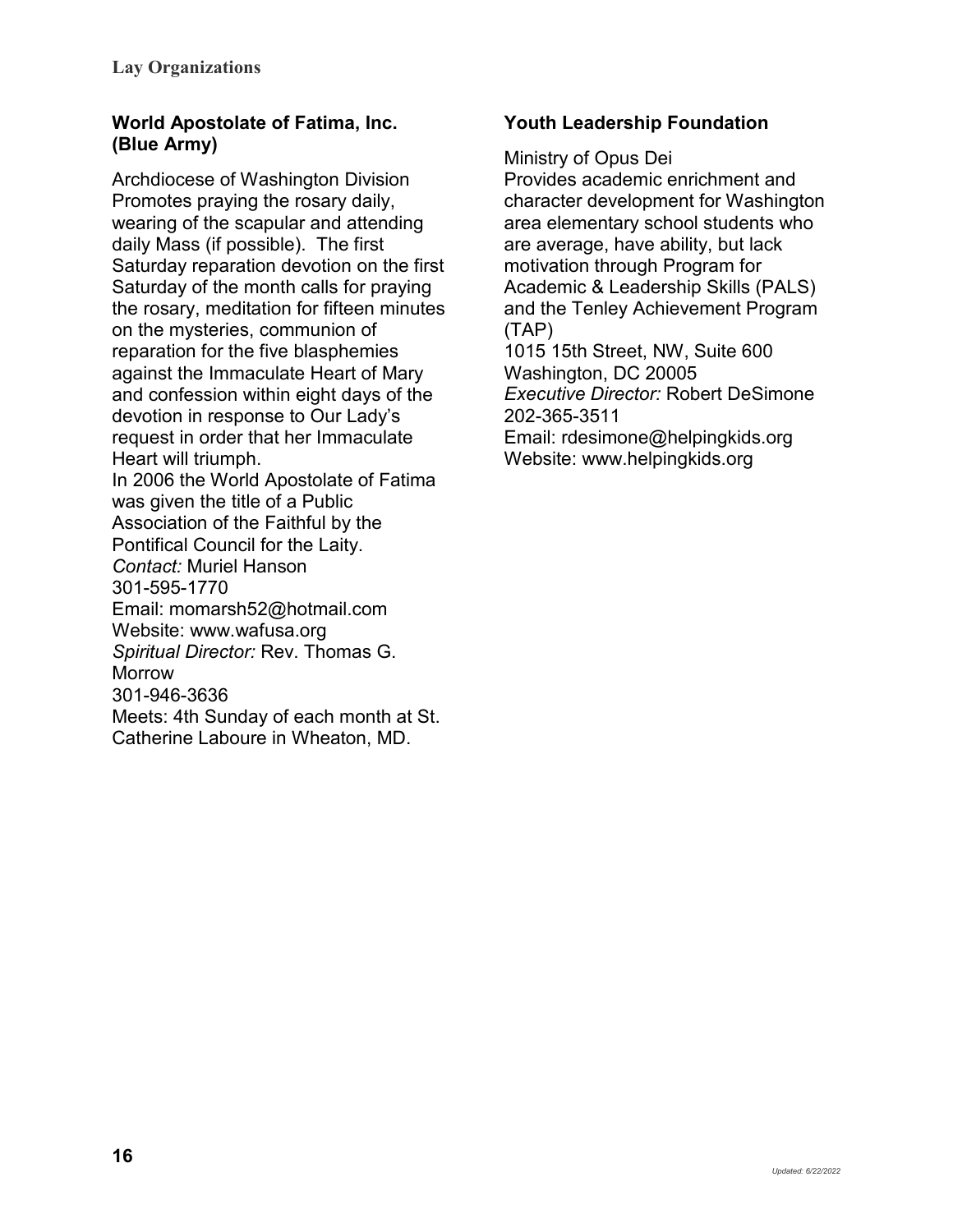### World Apostolate of Fatima, Inc. (Blue Army)

Archdiocese of Washington Division
Promotes praying the rosary daily, wearing of the scapular and attending daily Mass (if possible). The first Saturday reparation devotion on the first Saturday of the month calls for praying the rosary, meditation for fifteen minutes on the mysteries, communion of reparation for the five blasphemies against the Immaculate Heart of Mary and confession within eight days of the devotion in response to Our Lady's request in order that her Immaculate Heart will triumph.
In 2006 the World Apostolate of Fatima was given the title of a Public Association of the Faithful by the Pontifical Council for the Laity.
*Contact:* Muriel Hanson
301-595-1770
Email: momarsh52@hotmail.com
Website: www.wafusa.org
*Spiritual Director:* Rev. Thomas G. Morrow
301-946-3636
Meets: 4th Sunday of each month at St. Catherine Laboure in Wheaton, MD.

### Youth Leadership Foundation

Ministry of Opus Dei
Provides academic enrichment and character development for Washington area elementary school students who are average, have ability, but lack motivation through Program for Academic & Leadership Skills (PALS) and the Tenley Achievement Program (TAP)
1015 15th Street, NW, Suite 600
Washington, DC 20005
*Executive Director:* Robert DeSimone
202-365-3511
Email: rdesimone@helpingkids.org
Website: www.helpingkids.org